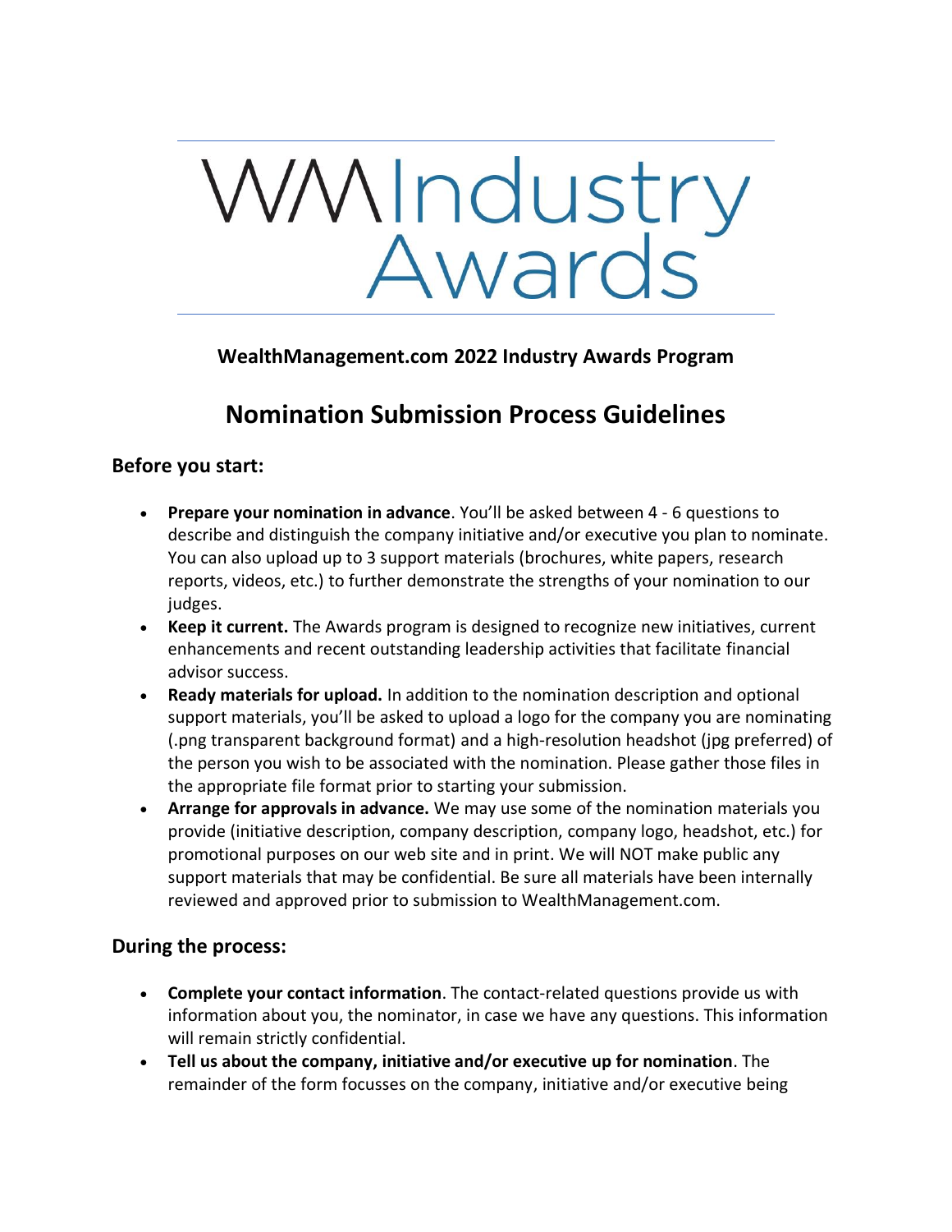# WMIndustry Awards

**WealthManagement.com 2022 Industry Awards Program**

## Nomination Submission Process Guidelines

### Before you start:

- **Prepare your nomination in advance**. You'll be asked between 4 - 6 questions to describe and distinguish the company initiative and/or executive you plan to nominate. You can also upload up to 3 support materials (brochures, white papers, research reports, videos, etc.) to further demonstrate the strengths of your nomination to our judges.
- **Keep it current.** The Awards program is designed to recognize new initiatives, current enhancements and recent outstanding leadership activities that facilitate financial advisor success.
- **Ready materials for upload.** In addition to the nomination description and optional support materials, you'll be asked to upload a logo for the company you are nominating (.png transparent background format) and a high-resolution headshot (jpg preferred) of the person you wish to be associated with the nomination. Please gather those files in the appropriate file format prior to starting your submission.
- **Arrange for approvals in advance.** We may use some of the nomination materials you provide (initiative description, company description, company logo, headshot, etc.) for promotional purposes on our web site and in print. We will NOT make public any support materials that may be confidential. Be sure all materials have been internally reviewed and approved prior to submission to WealthManagement.com.

### During the process:

- **Complete your contact information**. The contact-related questions provide us with information about you, the nominator, in case we have any questions. This information will remain strictly confidential.
- **Tell us about the company, initiative and/or executive up for nomination**. The remainder of the form focusses on the company, initiative and/or executive being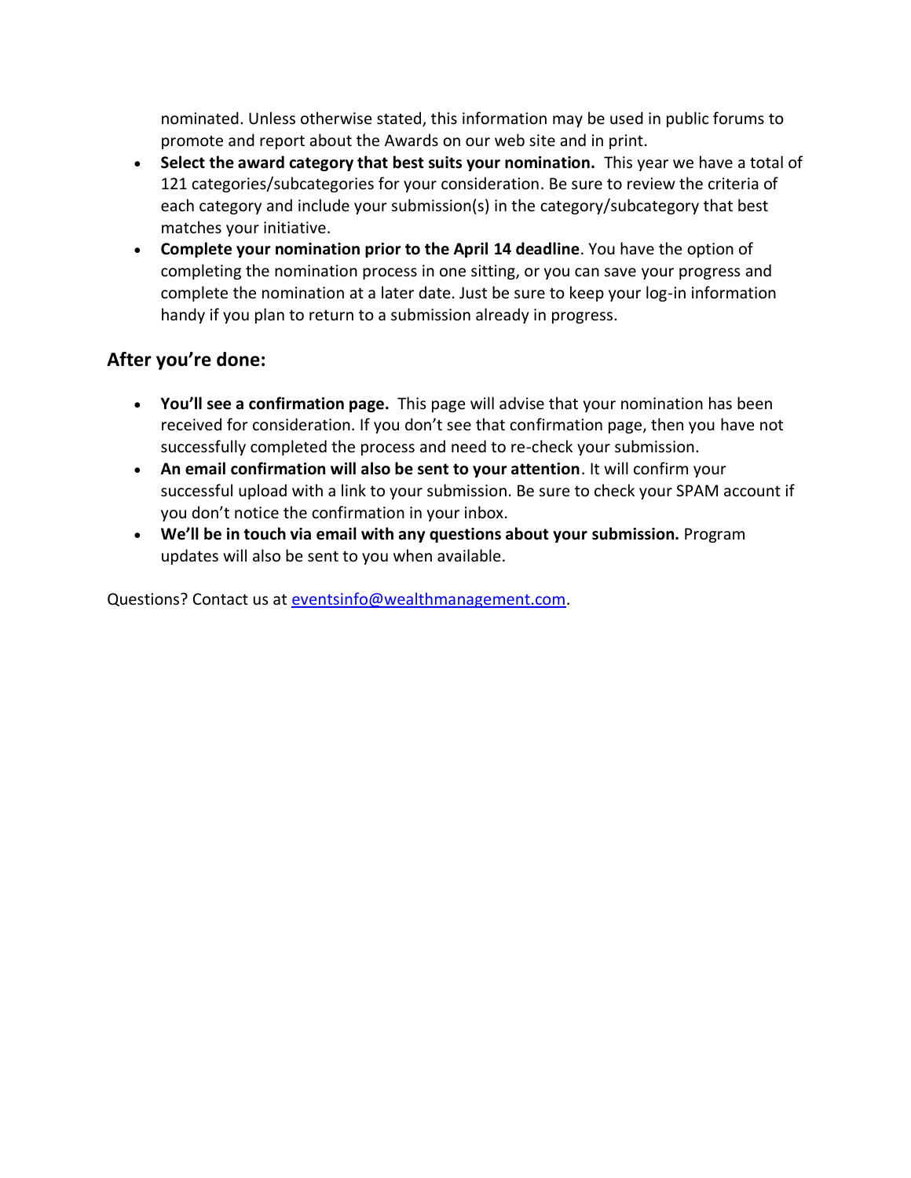nominated. Unless otherwise stated, this information may be used in public forums to promote and report about the Awards on our web site and in print.

- **Select the award category that best suits your nomination.** This year we have a total of 121 categories/subcategories for your consideration. Be sure to review the criteria of each category and include your submission(s) in the category/subcategory that best matches your initiative.
- **Complete your nomination prior to the April 14 deadline**. You have the option of completing the nomination process in one sitting, or you can save your progress and complete the nomination at a later date. Just be sure to keep your log-in information handy if you plan to return to a submission already in progress.

## After you're done:

- **You'll see a confirmation page.** This page will advise that your nomination has been received for consideration. If you don't see that confirmation page, then you have not successfully completed the process and need to re-check your submission.
- **An email confirmation will also be sent to your attention**. It will confirm your successful upload with a link to your submission. Be sure to check your SPAM account if you don't notice the confirmation in your inbox.
- **We'll be in touch via email with any questions about your submission.** Program updates will also be sent to you when available.

Questions? Contact us at [eventsinfo@wealthmanagement.com](mailto:eventsinfo@wealthmanagement.com).